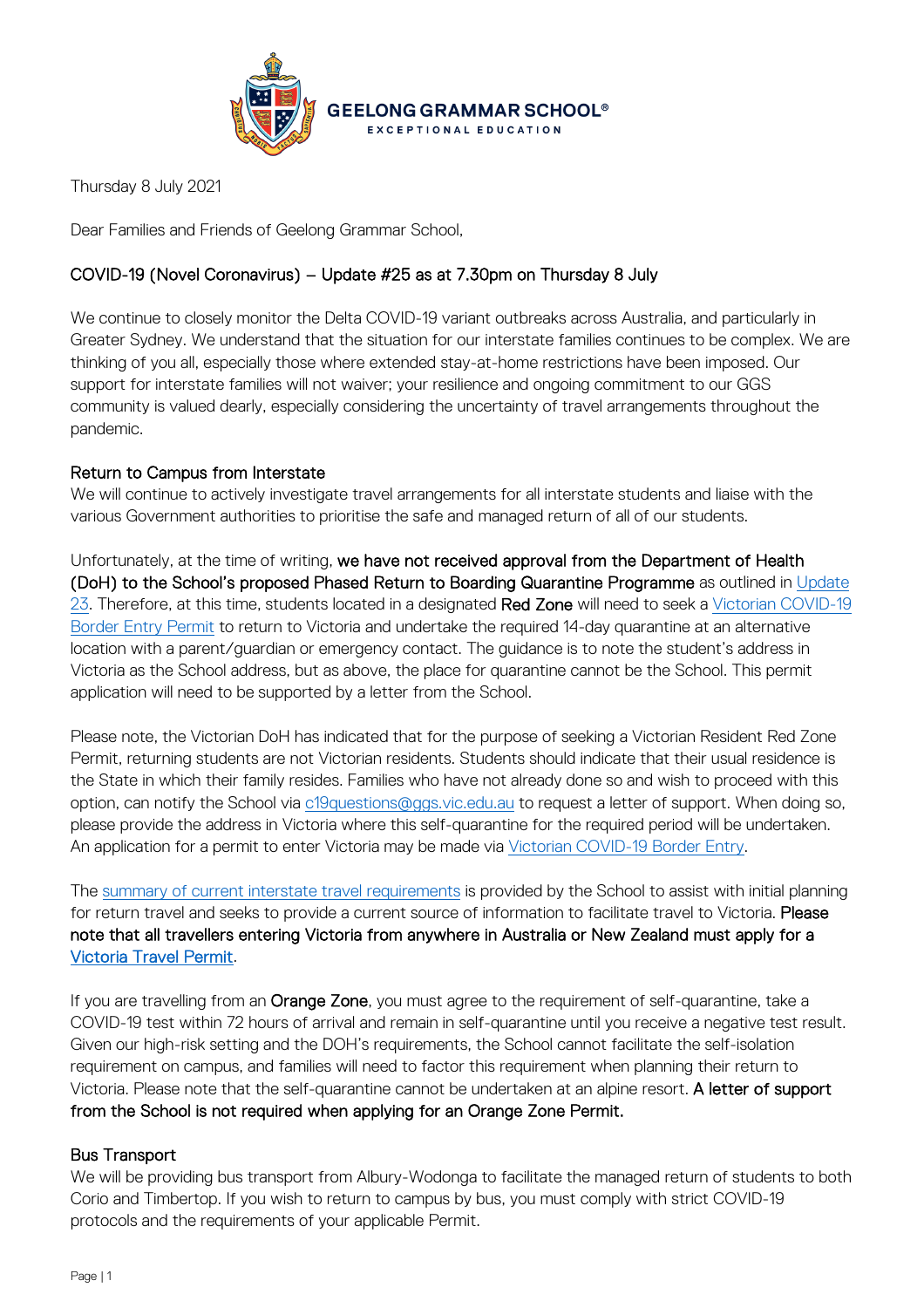Thursday 8 July 2021

Dear Families and Friends of Geelong Grammar School,

## COVID-19 (Novel Coronavirus) – Update #25 as at 7.30pm on Thursday 8 July

We continue to closely monitor the Delta COVID-19 variant outbreaks across Australia, and particularly in Greater Sydney. We understand that the situation for our interstate families continues to be complex. We are thinking of you all, especially those where extended stay-at-home restrictions have been imposed. Our support for interstate families will not waiver; your resilience and ongoing commitment to our GGS community is valued dearly, especially considering the uncertainty of travel arrangements throughout the pandemic.

### Return to Campus from Interstate

We will continue to actively investigate travel arrangements for all interstate students and liaise with the various Government authorities to prioritise the safe and managed return of all of our students.

Unfortunately, at the time of writing, **we have not received approval from the Department of Health (DoH) to the School's proposed Phased Return to Boarding Quarantine Programme** as outlined in Update 23. Therefore, at this time, students located in a designated **Red Zone** will need to seek a Victorian COVID-19 Border Entry Permit to return to Victoria and undertake the required 14-day quarantine at an alternative location with a parent/guardian or emergency contact. The guidance is to note the student's address in Victoria as the School address, but as above, the place for quarantine cannot be the School. This permit application will need to be supported by a letter from the School.

Please note, the Victorian DoH has indicated that for the purpose of seeking a Victorian Resident Red Zone Permit, returning students are not Victorian residents. Students should indicate that their usual residence is the State in which their family resides. Families who have not already done so and wish to proceed with this option, can notify the School via c19questions@ggs.vic.edu.au to request a letter of support. When doing so, please provide the address in Victoria where this self-quarantine for the required period will be undertaken. An application for a permit to enter Victoria may be made via Victorian COVID-19 Border Entry.

The summary of current interstate travel requirements is provided by the School to assist with initial planning for return travel and seeks to provide a current source of information to facilitate travel to Victoria. **Please note that all travellers entering Victoria from anywhere in Australia or New Zealand must apply for a Victoria Travel Permit.**

If you are travelling from an **Orange Zone**, you must agree to the requirement of self-quarantine, take a COVID-19 test within 72 hours of arrival and remain in self-quarantine until you receive a negative test result. Given our high-risk setting and the DOH's requirements, the School cannot facilitate the self-isolation requirement on campus, and families will need to factor this requirement when planning their return to Victoria. Please note that the self-quarantine cannot be undertaken at an alpine resort. **A letter of support from the School is not required when applying for an Orange Zone Permit.**

### Bus Transport

We will be providing bus transport from Albury-Wodonga to facilitate the managed return of students to both Corio and Timbertop. If you wish to return to campus by bus, you must comply with strict COVID-19 protocols and the requirements of your applicable Permit.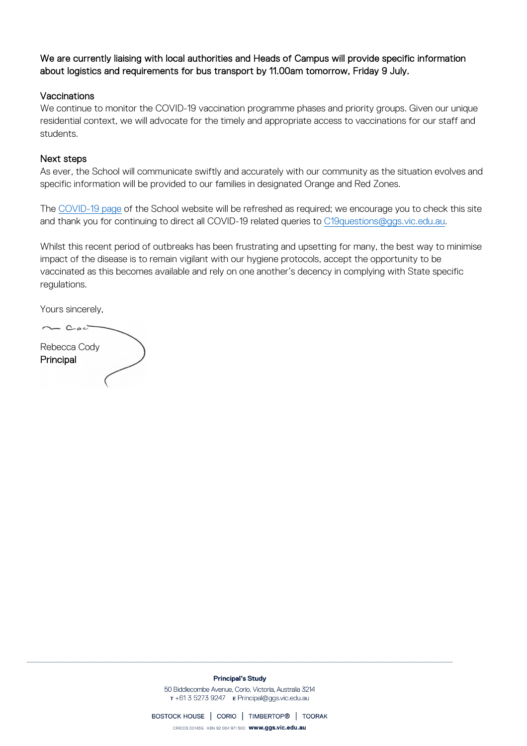We are currently liaising with local authorities and Heads of Campus will provide specific information about logistics and requirements for bus transport by 11.00am tomorrow, Friday 9 July.

### Vaccinations

We continue to monitor the COVID-19 vaccination programme phases and priority groups. Given our unique residential context, we will advocate for the timely and appropriate access to vaccinations for our staff and students.

### Next steps

As ever, the School will communicate swiftly and accurately with our community as the situation evolves and specific information will be provided to our families in designated Orange and Red Zones.

The COVID-19 page of the School website will be refreshed as required; we encourage you to check this site and thank you for continuing to direct all COVID-19 related queries to C19questions@ggs.vic.edu.au.

Whilst this recent period of outbreaks has been frustrating and upsetting for many, the best way to minimise impact of the disease is to remain vigilant with our hygiene protocols, accept the opportunity to be vaccinated as this becomes available and rely on one another's decency in complying with State specific regulations.

Yours sincerely,

Rebecca Cody
**Principal**

**Principal's Study**
50 Biddlecombe Avenue, Corio, Victoria, Australia 3214
T +61 3 5273 9247   E Principal@ggs.vic.edu.au

BOSTOCK HOUSE | CORIO | TIMBERTOP® | TOORAK

CRICOS 00143G ABN 92 004 971 500 **www.ggs.vic.edu.au**